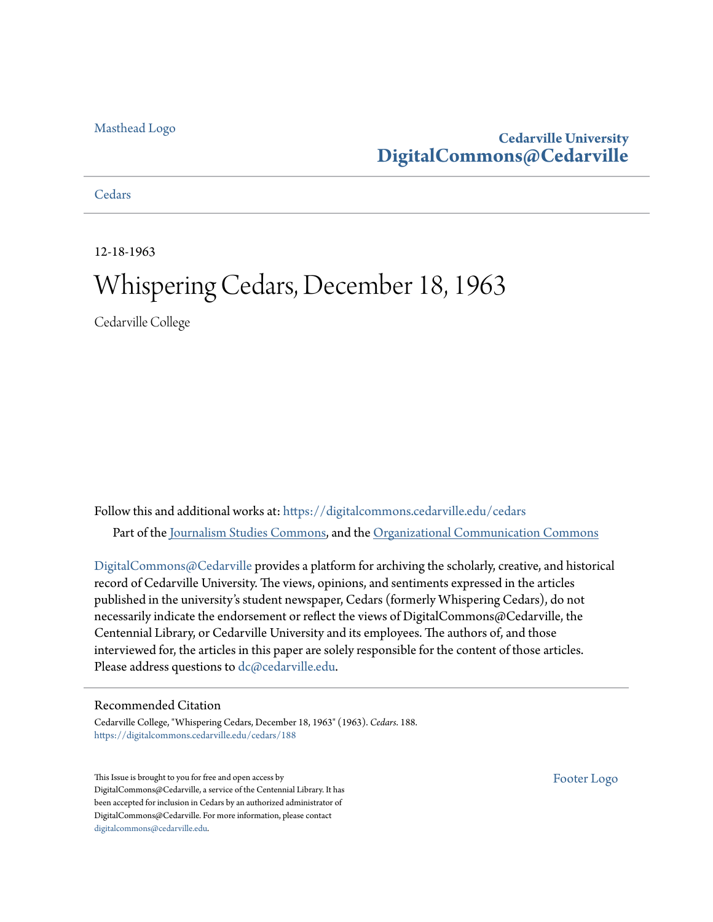Masthead Logo

**Cedarville University**
**DigitalCommons@Cedarville**

Cedars

12-18-1963

# Whispering Cedars, December 18, 1963

Cedarville College

Follow this and additional works at: https://digitalcommons.cedarville.edu/cedars

Part of the Journalism Studies Commons, and the Organizational Communication Commons

DigitalCommons@Cedarville provides a platform for archiving the scholarly, creative, and historical record of Cedarville University. The views, opinions, and sentiments expressed in the articles published in the university's student newspaper, Cedars (formerly Whispering Cedars), do not necessarily indicate the endorsement or reflect the views of DigitalCommons@Cedarville, the Centennial Library, or Cedarville University and its employees. The authors of, and those interviewed for, the articles in this paper are solely responsible for the content of those articles. Please address questions to dc@cedarville.edu.

## Recommended Citation

Cedarville College, "Whispering Cedars, December 18, 1963" (1963). *Cedars*. 188.
https://digitalcommons.cedarville.edu/cedars/188

This Issue is brought to you for free and open access by DigitalCommons@Cedarville, a service of the Centennial Library. It has been accepted for inclusion in Cedars by an authorized administrator of DigitalCommons@Cedarville. For more information, please contact digitalcommons@cedarville.edu.

Footer Logo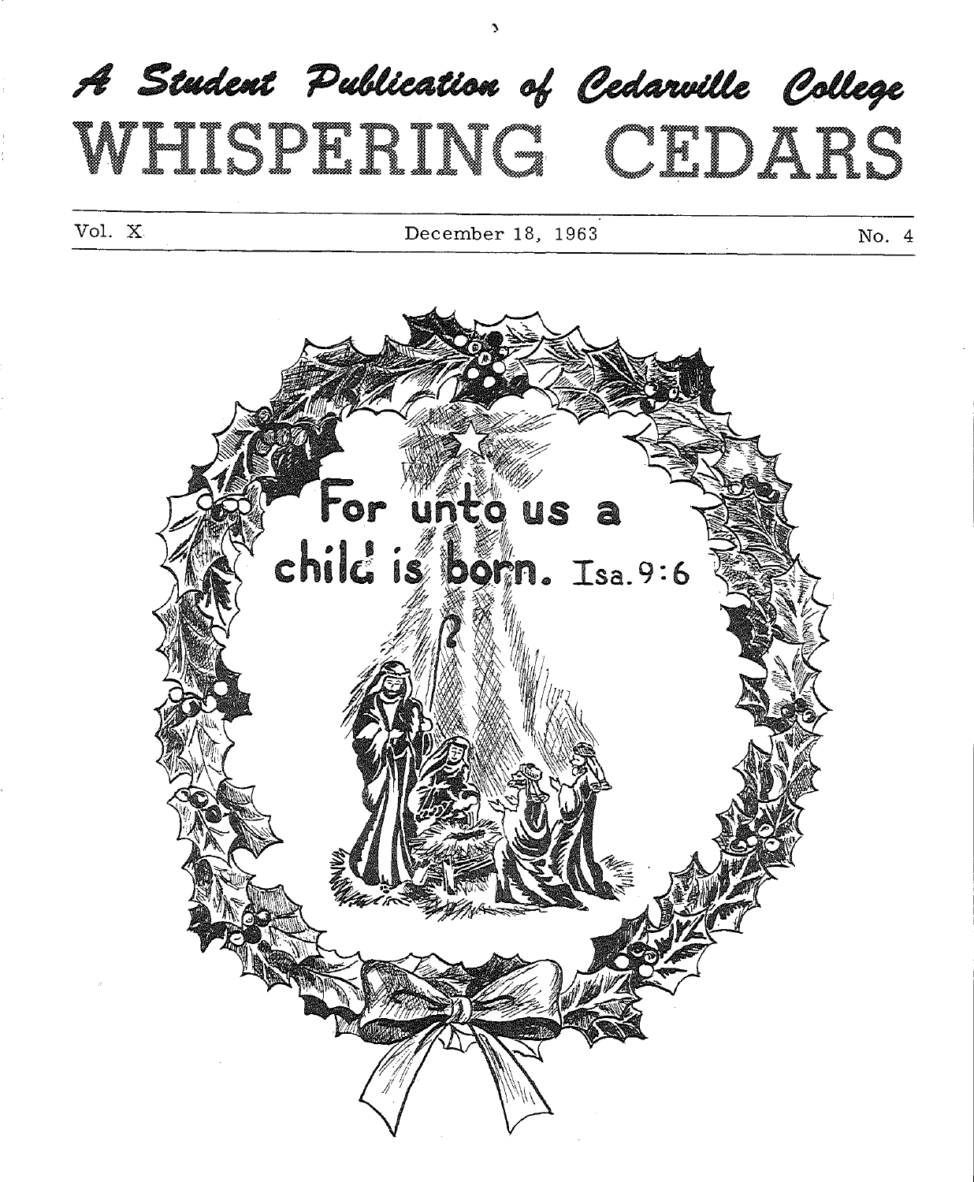# A Student Publication of Cedarville College

# WHISPERING CEDARS

Vol. X — December 18, 1963 — No. 4

For unto us a child is born. Isa. 9:6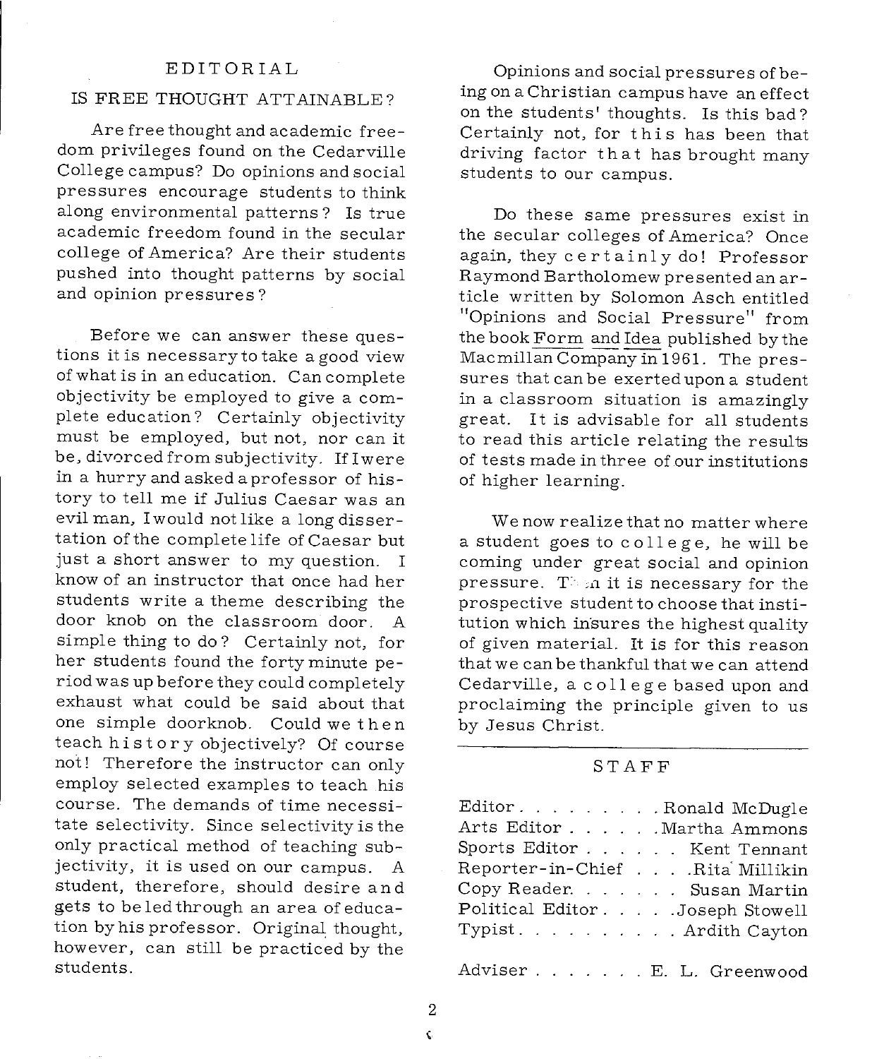## EDITORIAL

### IS FREE THOUGHT ATTAINABLE?

Are free thought and academic freedom privileges found on the Cedarville College campus? Do opinions and social pressures encourage students to think along environmental patterns? Is true academic freedom found in the secular college of America? Are their students pushed into thought patterns by social and opinion pressures?

Before we can answer these questions it is necessary to take a good view of what is in an education. Can complete objectivity be employed to give a complete education? Certainly objectivity must be employed, but not, nor can it be, divorced from subjectivity. If I were in a hurry and asked a professor of history to tell me if Julius Caesar was an evil man, I would not like a long dissertation of the complete life of Caesar but just a short answer to my question. I know of an instructor that once had her students write a theme describing the door knob on the classroom door. A simple thing to do? Certainly not, for her students found the forty minute period was up before they could completely exhaust what could be said about that one simple doorknob. Could we then teach history objectively? Of course not! Therefore the instructor can only employ selected examples to teach his course. The demands of time necessitate selectivity. Since selectivity is the only practical method of teaching subjectivity, it is used on our campus. A student, therefore, should desire and gets to be led through an area of education by his professor. Original thought, however, can still be practiced by the students.

Opinions and social pressures of being on a Christian campus have an effect on the students' thoughts. Is this bad? Certainly not, for this has been that driving factor that has brought many students to our campus.

Do these same pressures exist in the secular colleges of America? Once again, they certainly do! Professor Raymond Bartholomew presented an article written by Solomon Asch entitled "Opinions and Social Pressure" from the book Form and Idea published by the Macmillan Company in 1961. The pressures that can be exerted upon a student in a classroom situation is amazingly great. It is advisable for all students to read this article relating the results of tests made in three of our institutions of higher learning.

We now realize that no matter where a student goes to college, he will be coming under great social and opinion pressure. Then it is necessary for the prospective student to choose that institution which insures the highest quality of given material. It is for this reason that we can be thankful that we can attend Cedarville, a college based upon and proclaiming the principle given to us by Jesus Christ.

---

### STAFF

| | |
|---|---|
| Editor | Ronald McDugle |
| Arts Editor | Martha Ammons |
| Sports Editor | Kent Tennant |
| Reporter-in-Chief | Rita Millikin |
| Copy Reader | Susan Martin |
| Political Editor | Joseph Stowell |
| Typist | Ardith Cayton |
| Adviser | E. L. Greenwood |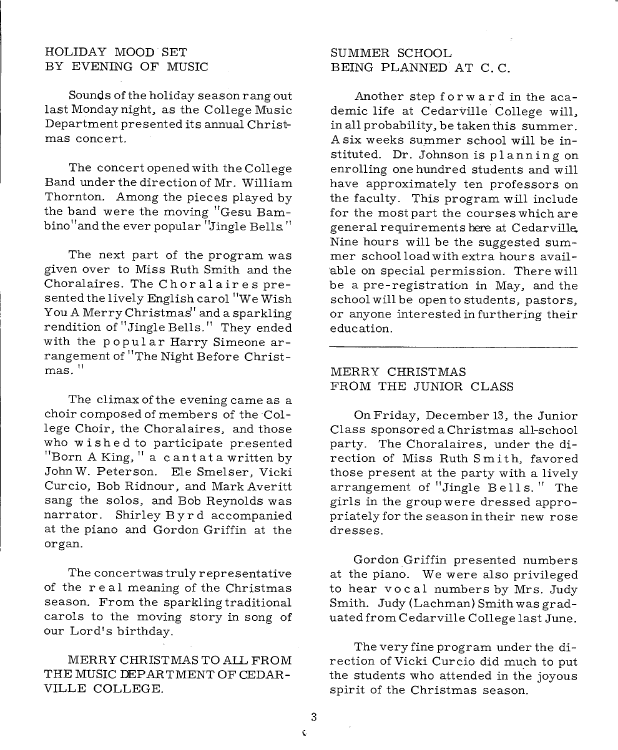## HOLIDAY MOOD SET BY EVENING OF MUSIC

Sounds of the holiday season rang out last Monday night, as the College Music Department presented its annual Christmas concert.

The concert opened with the College Band under the direction of Mr. William Thornton. Among the pieces played by the band were the moving "Gesu Bambino" and the ever popular "Jingle Bells."

The next part of the program was given over to Miss Ruth Smith and the Choralaires. The Choralaires presented the lively English carol "We Wish You A Merry Christmas" and a sparkling rendition of "Jingle Bells." They ended with the popular Harry Simeone arrangement of "The Night Before Christmas."

The climax of the evening came as a choir composed of members of the College Choir, the Choralaires, and those who wished to participate presented "Born A King," a cantata written by John W. Peterson. Ele Smelser, Vicki Curcio, Bob Ridnour, and Mark Averitt sang the solos, and Bob Reynolds was narrator. Shirley Byrd accompanied at the piano and Gordon Griffin at the organ.

The concert was truly representative of the real meaning of the Christmas season. From the sparkling traditional carols to the moving story in song of our Lord's birthday.

MERRY CHRISTMAS TO ALL FROM THE MUSIC DEPARTMENT OF CEDARVILLE COLLEGE.

## SUMMER SCHOOL BEING PLANNED AT C. C.

Another step forward in the academic life at Cedarville College will, in all probability, be taken this summer. A six weeks summer school will be instituted. Dr. Johnson is planning on enrolling one hundred students and will have approximately ten professors on the faculty. This program will include for the most part the courses which are general requirements here at Cedarville. Nine hours will be the suggested summer school load with extra hours available on special permission. There will be a pre-registration in May, and the school will be open to students, pastors, or anyone interested in furthering their education.

---

## MERRY CHRISTMAS FROM THE JUNIOR CLASS

On Friday, December 13, the Junior Class sponsored a Christmas all-school party. The Choralaires, under the direction of Miss Ruth Smith, favored those present at the party with a lively arrangement of "Jingle Bells." The girls in the group were dressed appropriately for the season in their new rose dresses.

Gordon Griffin presented numbers at the piano. We were also privileged to hear vocal numbers by Mrs. Judy Smith. Judy (Lachman) Smith was graduated from Cedarville College last June.

The very fine program under the direction of Vicki Curcio did much to put the students who attended in the joyous spirit of the Christmas season.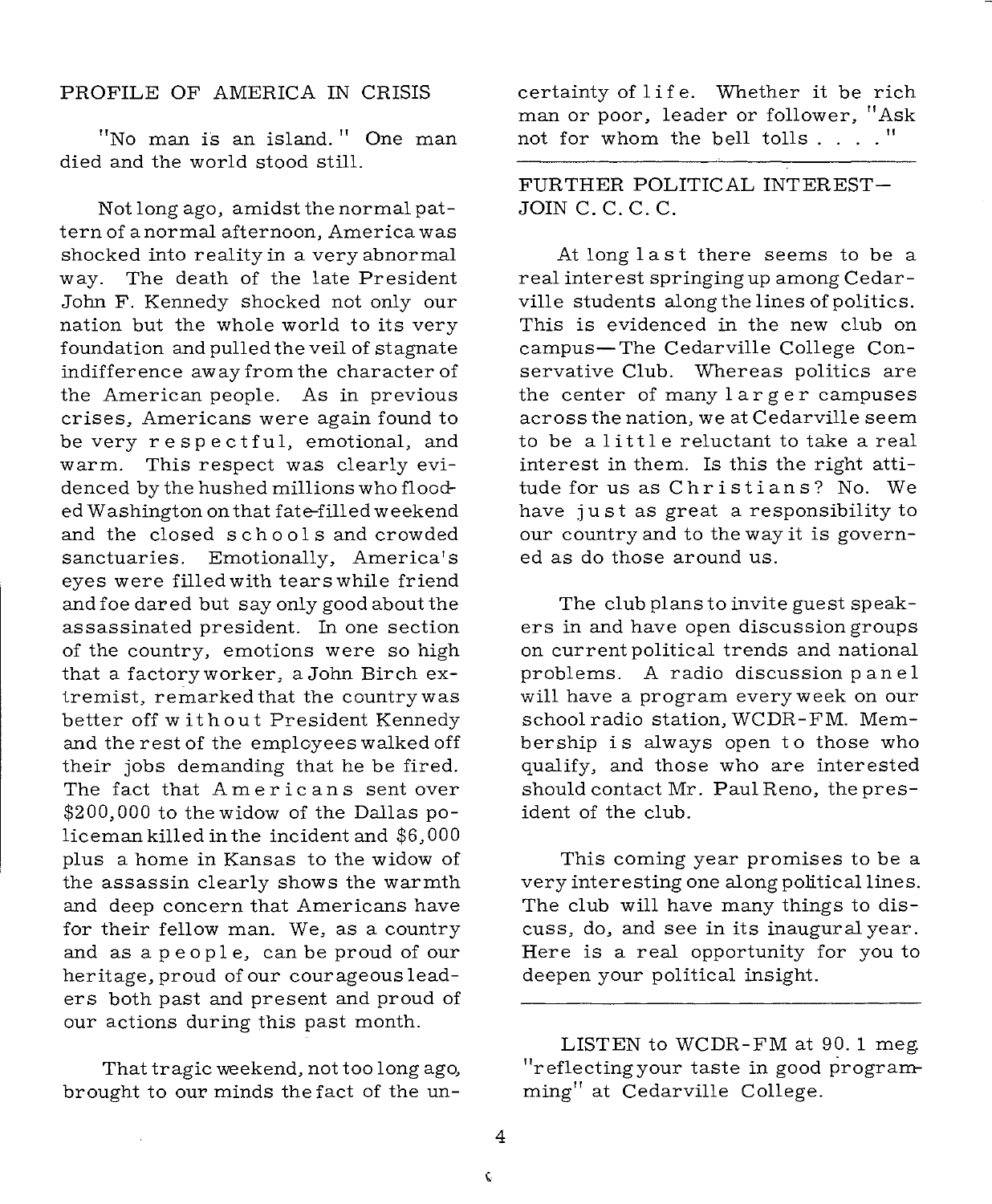## PROFILE OF AMERICA IN CRISIS

"No man is an island." One man died and the world stood still.

Not long ago, amidst the normal pattern of a normal afternoon, America was shocked into reality in a very abnormal way. The death of the late President John F. Kennedy shocked not only our nation but the whole world to its very foundation and pulled the veil of stagnate indifference away from the character of the American people. As in previous crises, Americans were again found to be very respectful, emotional, and warm. This respect was clearly evidenced by the hushed millions who flooded Washington on that fate-filled weekend and the closed schools and crowded sanctuaries. Emotionally, America's eyes were filled with tears while friend and foe dared but say only good about the assassinated president. In one section of the country, emotions were so high that a factory worker, a John Birch extremist, remarked that the country was better off without President Kennedy and the rest of the employees walked off their jobs demanding that he be fired. The fact that Americans sent over $200,000 to the widow of the Dallas policeman killed in the incident and $6,000 plus a home in Kansas to the widow of the assassin clearly shows the warmth and deep concern that Americans have for their fellow man. We, as a country and as a people, can be proud of our heritage, proud of our courageous leaders both past and present and proud of our actions during this past month.

That tragic weekend, not too long ago, brought to our minds the fact of the uncertainty of life. Whether it be rich man or poor, leader or follower, "Ask not for whom the bell tolls . . . ."

---

## FURTHER POLITICAL INTEREST— JOIN C. C. C. C.

At long last there seems to be a real interest springing up among Cedarville students along the lines of politics. This is evidenced in the new club on campus—The Cedarville College Conservative Club. Whereas politics are the center of many larger campuses across the nation, we at Cedarville seem to be a little reluctant to take a real interest in them. Is this the right attitude for us as Christians? No. We have just as great a responsibility to our country and to the way it is governed as do those around us.

The club plans to invite guest speakers in and have open discussion groups on current political trends and national problems. A radio discussion panel will have a program every week on our school radio station, WCDR-FM. Membership is always open to those who qualify, and those who are interested should contact Mr. Paul Reno, the president of the club.

This coming year promises to be a very interesting one along political lines. The club will have many things to discuss, do, and see in its inaugural year. Here is a real opportunity for you to deepen your political insight.

---

LISTEN to WCDR-FM at 90.1 meg. "reflecting your taste in good programming" at Cedarville College.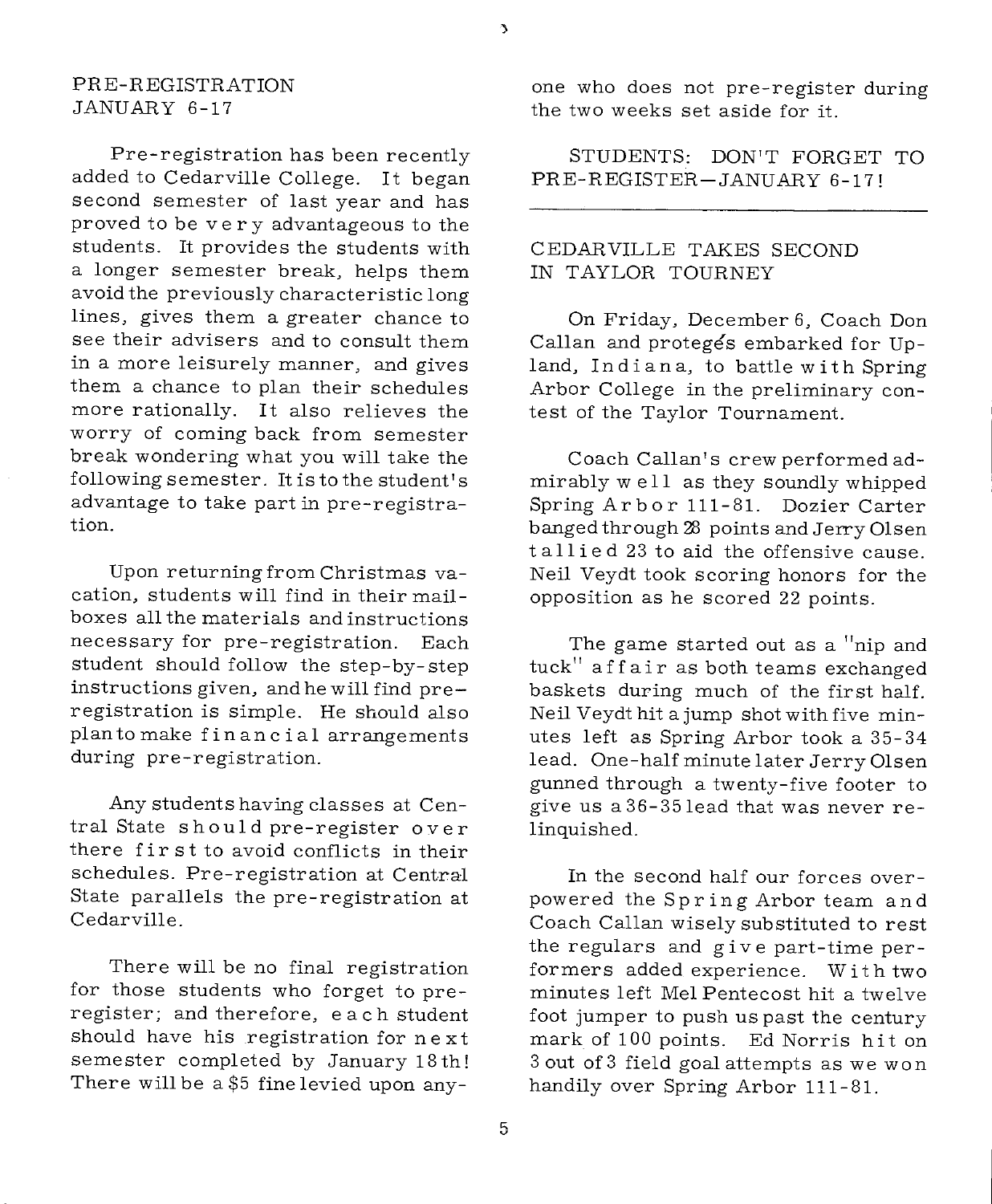## PRE-REGISTRATION JANUARY 6-17

Pre-registration has been recently added to Cedarville College. It began second semester of last year and has proved to be very advantageous to the students. It provides the students with a longer semester break, helps them avoid the previously characteristic long lines, gives them a greater chance to see their advisers and to consult them in a more leisurely manner, and gives them a chance to plan their schedules more rationally. It also relieves the worry of coming back from semester break wondering what you will take the following semester. It is to the student's advantage to take part in pre-registration.

Upon returning from Christmas vacation, students will find in their mailboxes all the materials and instructions necessary for pre-registration. Each student should follow the step-by-step instructions given, and he will find pre-registration is simple. He should also plan to make financial arrangements during pre-registration.

Any students having classes at Central State should pre-register over there first to avoid conflicts in their schedules. Pre-registration at Central State parallels the pre-registration at Cedarville.

There will be no final registration for those students who forget to pre-register; and therefore, each student should have his registration for next semester completed by January 18th! There will be a $5 fine levied upon anyone who does not pre-register during the two weeks set aside for it.

STUDENTS: DON'T FORGET TO PRE-REGISTER—JANUARY 6-17!

---

## CEDARVILLE TAKES SECOND IN TAYLOR TOURNEY

On Friday, December 6, Coach Don Callan and protegés embarked for Upland, Indiana, to battle with Spring Arbor College in the preliminary contest of the Taylor Tournament.

Coach Callan's crew performed admirably well as they soundly whipped Spring Arbor 111-81. Dozier Carter banged through 28 points and Jerry Olsen tallied 23 to aid the offensive cause. Neil Veydt took scoring honors for the opposition as he scored 22 points.

The game started out as a "nip and tuck" affair as both teams exchanged baskets during much of the first half. Neil Veydt hit a jump shot with five minutes left as Spring Arbor took a 35-34 lead. One-half minute later Jerry Olsen gunned through a twenty-five footer to give us a 36-35 lead that was never relinquished.

In the second half our forces overpowered the Spring Arbor team and Coach Callan wisely substituted to rest the regulars and give part-time performers added experience. With two minutes left Mel Pentecost hit a twelve foot jumper to push us past the century mark of 100 points. Ed Norris hit on 3 out of 3 field goal attempts as we won handily over Spring Arbor 111-81.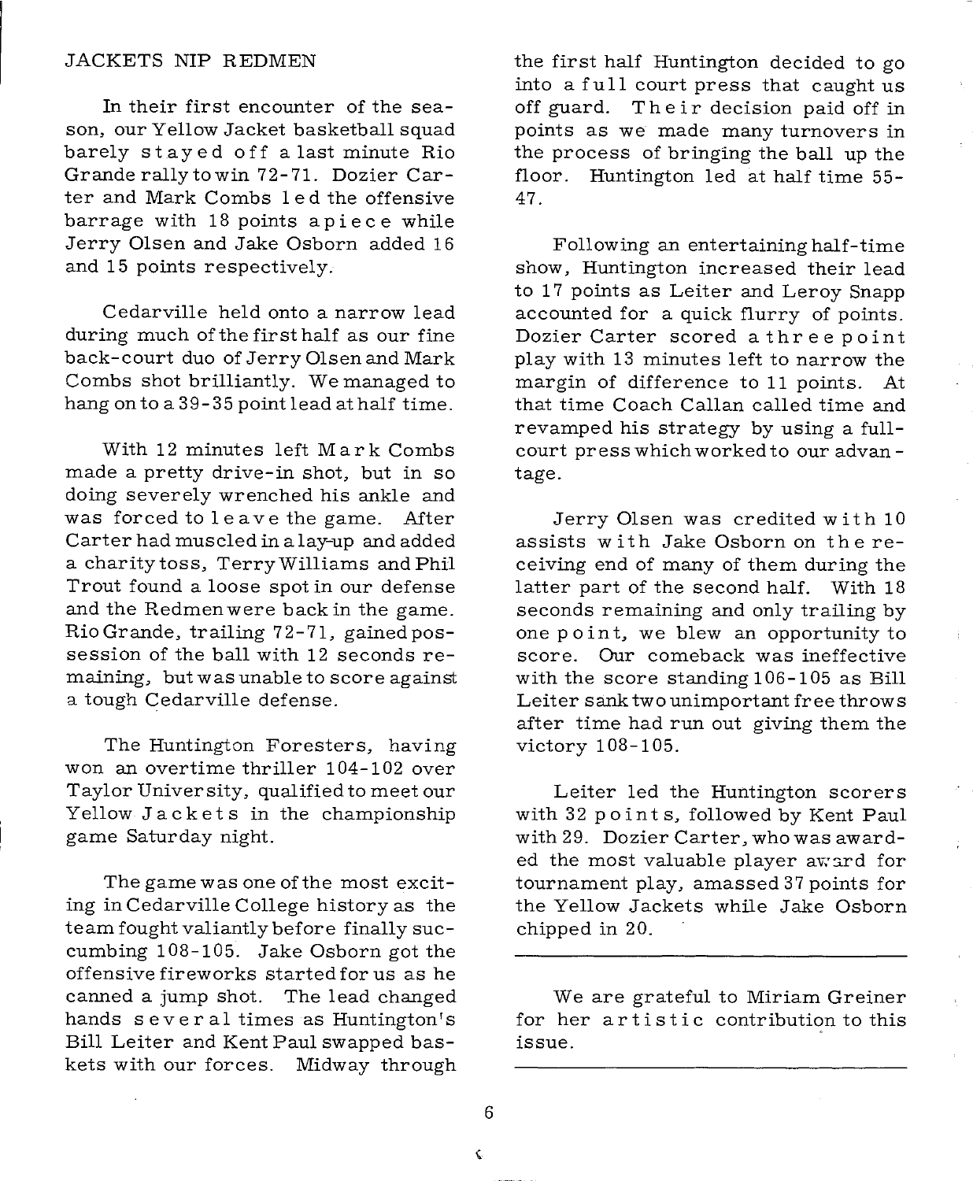## JACKETS NIP REDMEN

In their first encounter of the season, our Yellow Jacket basketball squad barely stayed off a last minute Rio Grande rally to win 72-71. Dozier Carter and Mark Combs led the offensive barrage with 18 points apiece while Jerry Olsen and Jake Osborn added 16 and 15 points respectively.

Cedarville held onto a narrow lead during much of the first half as our fine back-court duo of Jerry Olsen and Mark Combs shot brilliantly. We managed to hang on to a 39-35 point lead at half time.

With 12 minutes left Mark Combs made a pretty drive-in shot, but in so doing severely wrenched his ankle and was forced to leave the game. After Carter had muscled in a lay-up and added a charity toss, Terry Williams and Phil Trout found a loose spot in our defense and the Redmen were back in the game. Rio Grande, trailing 72-71, gained possession of the ball with 12 seconds remaining, but was unable to score against a tough Cedarville defense.

The Huntington Foresters, having won an overtime thriller 104-102 over Taylor University, qualified to meet our Yellow Jackets in the championship game Saturday night.

The game was one of the most exciting in Cedarville College history as the team fought valiantly before finally succumbing 108-105. Jake Osborn got the offensive fireworks started for us as he canned a jump shot. The lead changed hands several times as Huntington's Bill Leiter and Kent Paul swapped baskets with our forces. Midway through the first half Huntington decided to go into a full court press that caught us off guard. Their decision paid off in points as we made many turnovers in the process of bringing the ball up the floor. Huntington led at half time 55-47.

Following an entertaining half-time show, Huntington increased their lead to 17 points as Leiter and Leroy Snapp accounted for a quick flurry of points. Dozier Carter scored a three point play with 13 minutes left to narrow the margin of difference to 11 points. At that time Coach Callan called time and revamped his strategy by using a full-court press which worked to our advantage.

Jerry Olsen was credited with 10 assists with Jake Osborn on the receiving end of many of them during the latter part of the second half. With 18 seconds remaining and only trailing by one point, we blew an opportunity to score. Our comeback was ineffective with the score standing 106-105 as Bill Leiter sank two unimportant free throws after time had run out giving them the victory 108-105.

Leiter led the Huntington scorers with 32 points, followed by Kent Paul with 29. Dozier Carter, who was awarded the most valuable player award for tournament play, amassed 37 points for the Yellow Jackets while Jake Osborn chipped in 20.

---

We are grateful to Miriam Greiner for her artistic contribution to this issue.

---